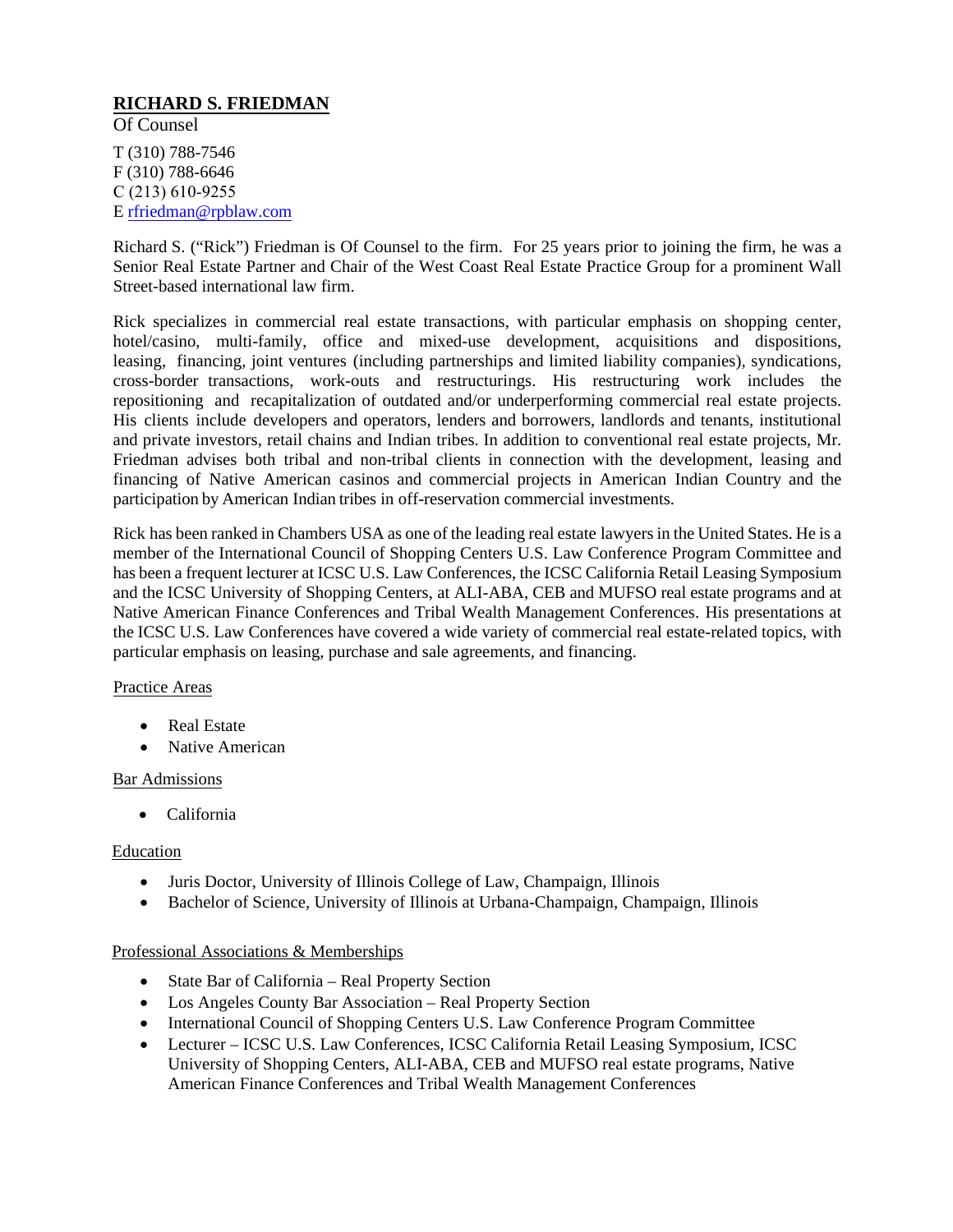## RICHARD S. FRIEDMAN

Of Counsel

T (310) 788-7546
F (310) 788-6646
C (213) 610-9255
E rfriedman@rpblaw.com

Richard S. ("Rick") Friedman is Of Counsel to the firm. For 25 years prior to joining the firm, he was a Senior Real Estate Partner and Chair of the West Coast Real Estate Practice Group for a prominent Wall Street-based international law firm.

Rick specializes in commercial real estate transactions, with particular emphasis on shopping center, hotel/casino, multi-family, office and mixed-use development, acquisitions and dispositions, leasing, financing, joint ventures (including partnerships and limited liability companies), syndications, cross-border transactions, work-outs and restructurings. His restructuring work includes the repositioning and recapitalization of outdated and/or underperforming commercial real estate projects. His clients include developers and operators, lenders and borrowers, landlords and tenants, institutional and private investors, retail chains and Indian tribes. In addition to conventional real estate projects, Mr. Friedman advises both tribal and non-tribal clients in connection with the development, leasing and financing of Native American casinos and commercial projects in American Indian Country and the participation by American Indian tribes in off-reservation commercial investments.

Rick has been ranked in Chambers USA as one of the leading real estate lawyers in the United States. He is a member of the International Council of Shopping Centers U.S. Law Conference Program Committee and has been a frequent lecturer at ICSC U.S. Law Conferences, the ICSC California Retail Leasing Symposium and the ICSC University of Shopping Centers, at ALI-ABA, CEB and MUFSO real estate programs and at Native American Finance Conferences and Tribal Wealth Management Conferences. His presentations at the ICSC U.S. Law Conferences have covered a wide variety of commercial real estate-related topics, with particular emphasis on leasing, purchase and sale agreements, and financing.

### Practice Areas

- Real Estate
- Native American

### Bar Admissions

- California

### Education

- Juris Doctor, University of Illinois College of Law, Champaign, Illinois
- Bachelor of Science, University of Illinois at Urbana-Champaign, Champaign, Illinois

### Professional Associations & Memberships

- State Bar of California – Real Property Section
- Los Angeles County Bar Association – Real Property Section
- International Council of Shopping Centers U.S. Law Conference Program Committee
- Lecturer – ICSC U.S. Law Conferences, ICSC California Retail Leasing Symposium, ICSC University of Shopping Centers, ALI-ABA, CEB and MUFSO real estate programs, Native American Finance Conferences and Tribal Wealth Management Conferences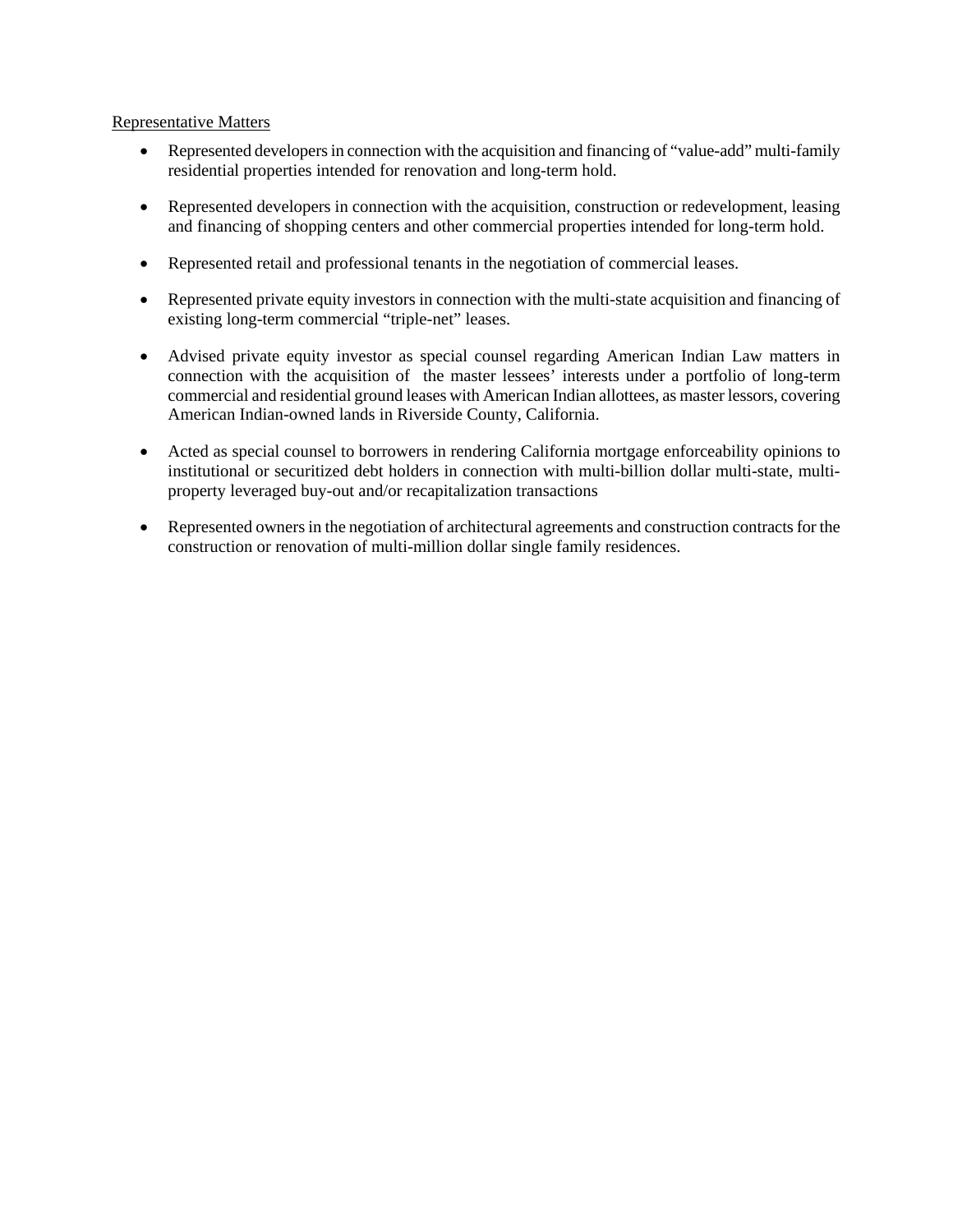Representative Matters

- Represented developers in connection with the acquisition and financing of "value-add" multi-family residential properties intended for renovation and long-term hold.
- Represented developers in connection with the acquisition, construction or redevelopment, leasing and financing of shopping centers and other commercial properties intended for long-term hold.
- Represented retail and professional tenants in the negotiation of commercial leases.
- Represented private equity investors in connection with the multi-state acquisition and financing of existing long-term commercial "triple-net" leases.
- Advised private equity investor as special counsel regarding American Indian Law matters in connection with the acquisition of the master lessees' interests under a portfolio of long-term commercial and residential ground leases with American Indian allottees, as master lessors, covering American Indian-owned lands in Riverside County, California.
- Acted as special counsel to borrowers in rendering California mortgage enforceability opinions to institutional or securitized debt holders in connection with multi-billion dollar multi-state, multi-property leveraged buy-out and/or recapitalization transactions
- Represented owners in the negotiation of architectural agreements and construction contracts for the construction or renovation of multi-million dollar single family residences.